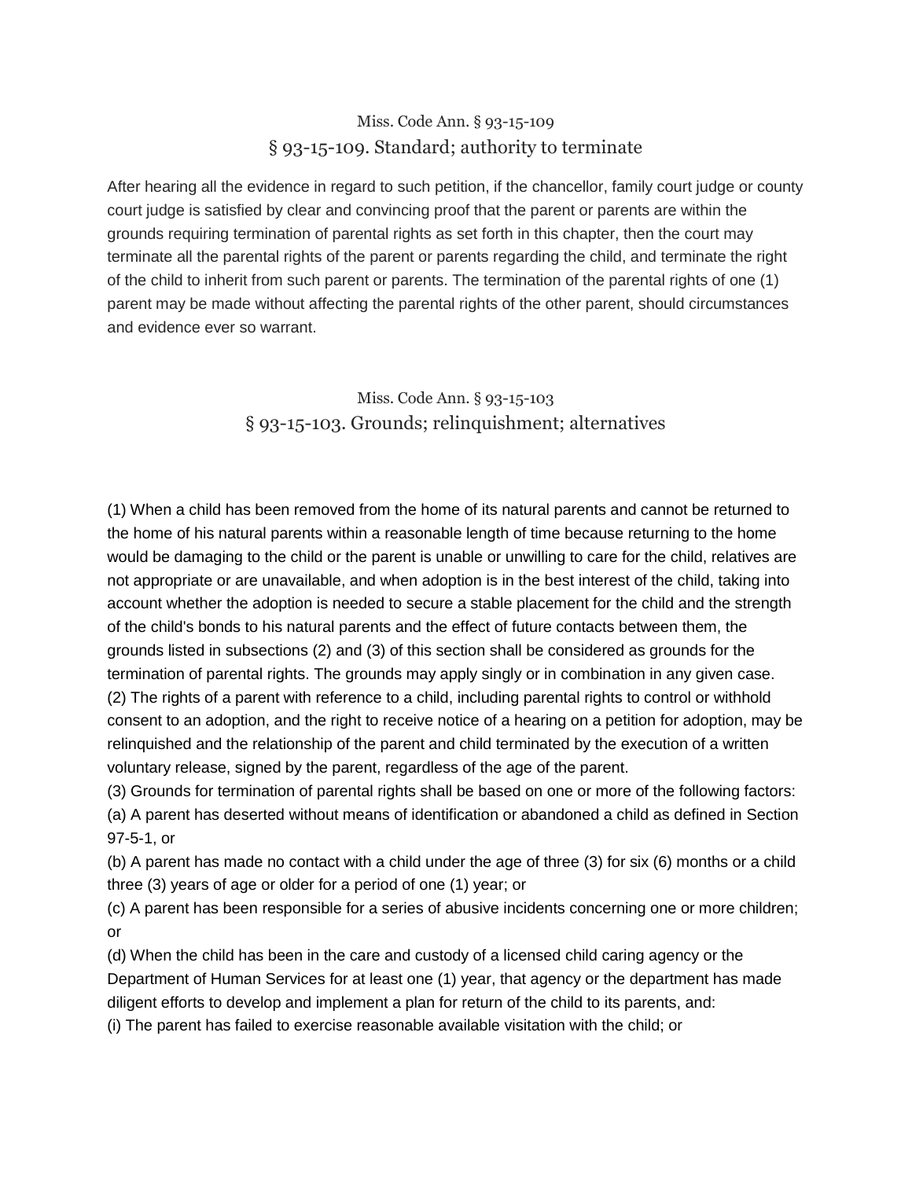Miss. Code Ann. § 93-15-109

## § 93-15-109. Standard; authority to terminate

After hearing all the evidence in regard to such petition, if the chancellor, family court judge or county court judge is satisfied by clear and convincing proof that the parent or parents are within the grounds requiring termination of parental rights as set forth in this chapter, then the court may terminate all the parental rights of the parent or parents regarding the child, and terminate the right of the child to inherit from such parent or parents. The termination of the parental rights of one (1) parent may be made without affecting the parental rights of the other parent, should circumstances and evidence ever so warrant.

Miss. Code Ann. § 93-15-103

## § 93-15-103. Grounds; relinquishment; alternatives

(1) When a child has been removed from the home of its natural parents and cannot be returned to the home of his natural parents within a reasonable length of time because returning to the home would be damaging to the child or the parent is unable or unwilling to care for the child, relatives are not appropriate or are unavailable, and when adoption is in the best interest of the child, taking into account whether the adoption is needed to secure a stable placement for the child and the strength of the child's bonds to his natural parents and the effect of future contacts between them, the grounds listed in subsections (2) and (3) of this section shall be considered as grounds for the termination of parental rights. The grounds may apply singly or in combination in any given case.

(2) The rights of a parent with reference to a child, including parental rights to control or withhold consent to an adoption, and the right to receive notice of a hearing on a petition for adoption, may be relinquished and the relationship of the parent and child terminated by the execution of a written voluntary release, signed by the parent, regardless of the age of the parent.

(3) Grounds for termination of parental rights shall be based on one or more of the following factors:

(a) A parent has deserted without means of identification or abandoned a child as defined in Section 97-5-1, or

(b) A parent has made no contact with a child under the age of three (3) for six (6) months or a child three (3) years of age or older for a period of one (1) year; or

(c) A parent has been responsible for a series of abusive incidents concerning one or more children; or

(d) When the child has been in the care and custody of a licensed child caring agency or the Department of Human Services for at least one (1) year, that agency or the department has made diligent efforts to develop and implement a plan for return of the child to its parents, and:

(i) The parent has failed to exercise reasonable available visitation with the child; or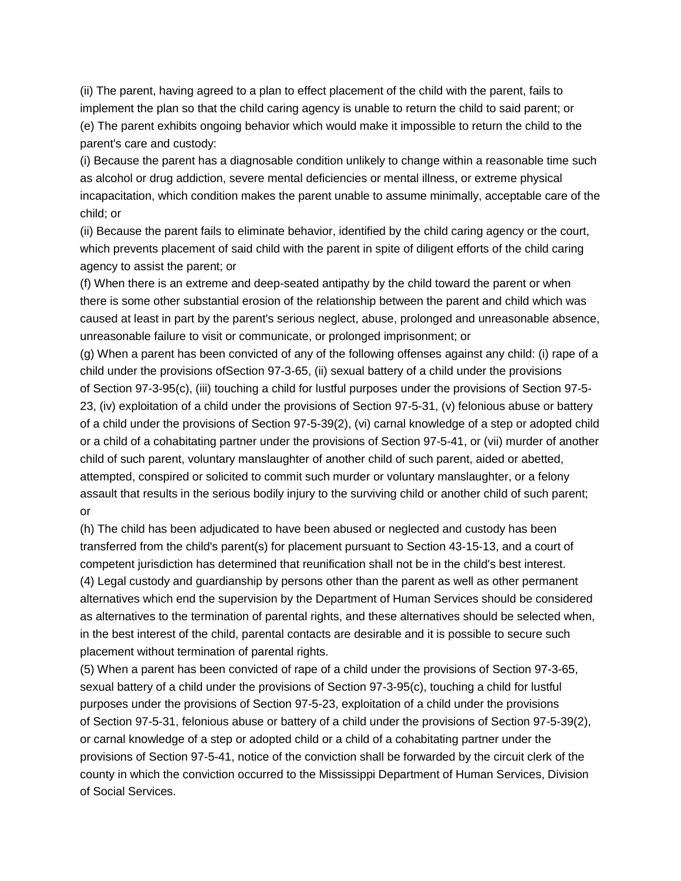(ii) The parent, having agreed to a plan to effect placement of the child with the parent, fails to implement the plan so that the child caring agency is unable to return the child to said parent; or

(e) The parent exhibits ongoing behavior which would make it impossible to return the child to the parent's care and custody:

(i) Because the parent has a diagnosable condition unlikely to change within a reasonable time such as alcohol or drug addiction, severe mental deficiencies or mental illness, or extreme physical incapacitation, which condition makes the parent unable to assume minimally, acceptable care of the child; or

(ii) Because the parent fails to eliminate behavior, identified by the child caring agency or the court, which prevents placement of said child with the parent in spite of diligent efforts of the child caring agency to assist the parent; or

(f) When there is an extreme and deep-seated antipathy by the child toward the parent or when there is some other substantial erosion of the relationship between the parent and child which was caused at least in part by the parent's serious neglect, abuse, prolonged and unreasonable absence, unreasonable failure to visit or communicate, or prolonged imprisonment; or

(g) When a parent has been convicted of any of the following offenses against any child: (i) rape of a child under the provisions ofSection 97-3-65, (ii) sexual battery of a child under the provisions of Section 97-3-95(c), (iii) touching a child for lustful purposes under the provisions of Section 97-5-23, (iv) exploitation of a child under the provisions of Section 97-5-31, (v) felonious abuse or battery of a child under the provisions of Section 97-5-39(2), (vi) carnal knowledge of a step or adopted child or a child of a cohabitating partner under the provisions of Section 97-5-41, or (vii) murder of another child of such parent, voluntary manslaughter of another child of such parent, aided or abetted, attempted, conspired or solicited to commit such murder or voluntary manslaughter, or a felony assault that results in the serious bodily injury to the surviving child or another child of such parent; or

(h) The child has been adjudicated to have been abused or neglected and custody has been transferred from the child's parent(s) for placement pursuant to Section 43-15-13, and a court of competent jurisdiction has determined that reunification shall not be in the child's best interest.

(4) Legal custody and guardianship by persons other than the parent as well as other permanent alternatives which end the supervision by the Department of Human Services should be considered as alternatives to the termination of parental rights, and these alternatives should be selected when, in the best interest of the child, parental contacts are desirable and it is possible to secure such placement without termination of parental rights.

(5) When a parent has been convicted of rape of a child under the provisions of Section 97-3-65, sexual battery of a child under the provisions of Section 97-3-95(c), touching a child for lustful purposes under the provisions of Section 97-5-23, exploitation of a child under the provisions of Section 97-5-31, felonious abuse or battery of a child under the provisions of Section 97-5-39(2), or carnal knowledge of a step or adopted child or a child of a cohabitating partner under the provisions of Section 97-5-41, notice of the conviction shall be forwarded by the circuit clerk of the county in which the conviction occurred to the Mississippi Department of Human Services, Division of Social Services.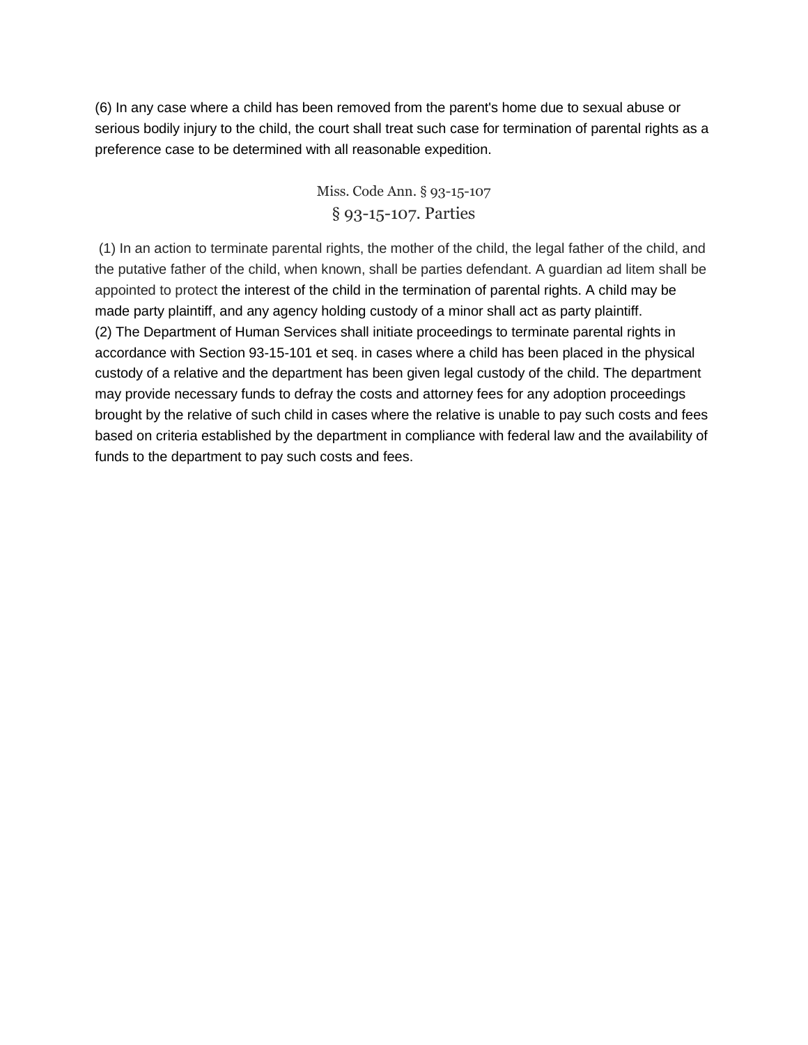(6) In any case where a child has been removed from the parent's home due to sexual abuse or serious bodily injury to the child, the court shall treat such case for termination of parental rights as a preference case to be determined with all reasonable expedition.

Miss. Code Ann. § 93-15-107

## § 93-15-107. Parties

(1) In an action to terminate parental rights, the mother of the child, the legal father of the child, and the putative father of the child, when known, shall be parties defendant. A guardian ad litem shall be appointed to protect the interest of the child in the termination of parental rights. A child may be made party plaintiff, and any agency holding custody of a minor shall act as party plaintiff.

(2) The Department of Human Services shall initiate proceedings to terminate parental rights in accordance with Section 93-15-101 et seq. in cases where a child has been placed in the physical custody of a relative and the department has been given legal custody of the child. The department may provide necessary funds to defray the costs and attorney fees for any adoption proceedings brought by the relative of such child in cases where the relative is unable to pay such costs and fees based on criteria established by the department in compliance with federal law and the availability of funds to the department to pay such costs and fees.